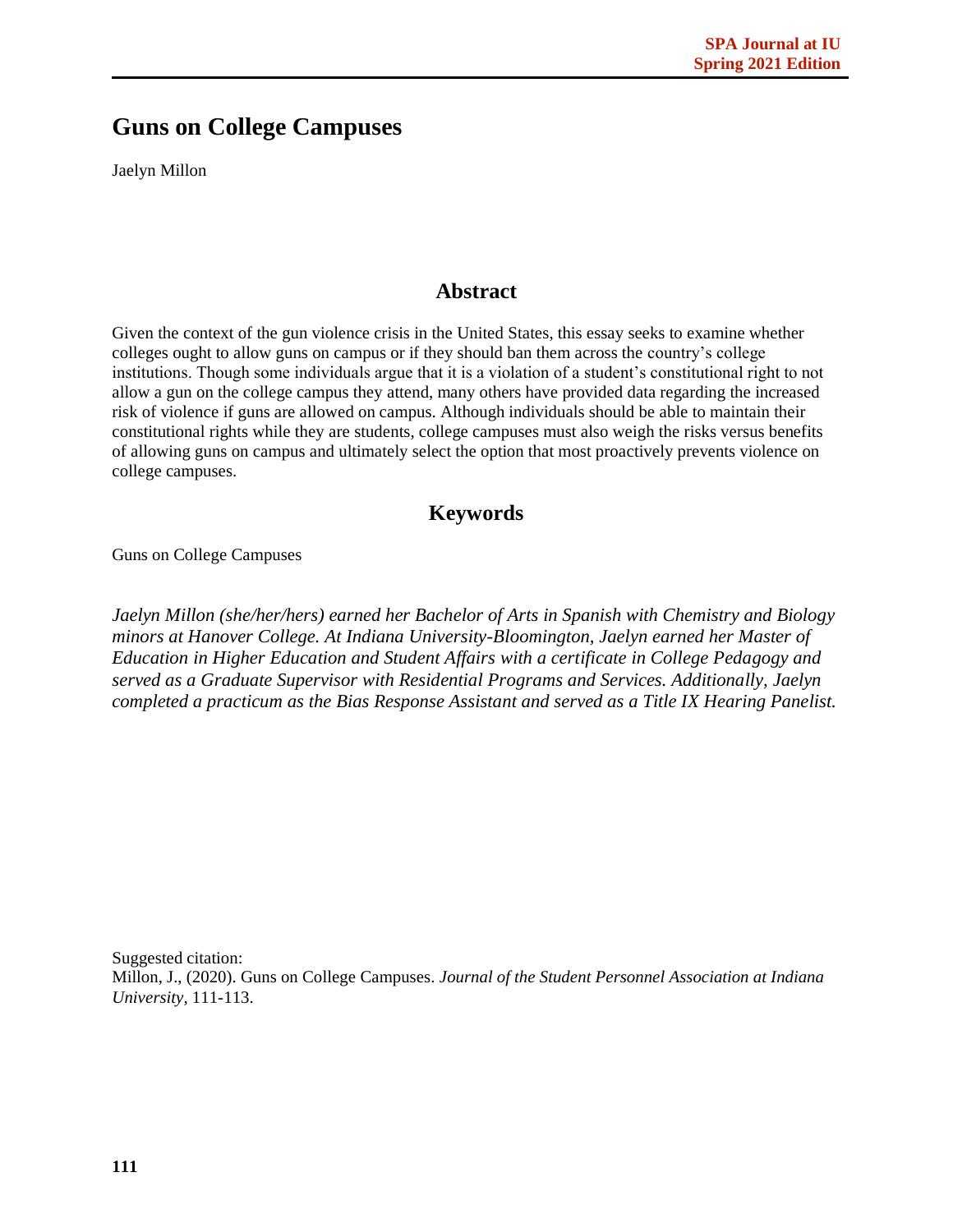# Guns on College Campuses

Jaelyn Millon

## Abstract

Given the context of the gun violence crisis in the United States, this essay seeks to examine whether colleges ought to allow guns on campus or if they should ban them across the country's college institutions. Though some individuals argue that it is a violation of a student's constitutional right to not allow a gun on the college campus they attend, many others have provided data regarding the increased risk of violence if guns are allowed on campus. Although individuals should be able to maintain their constitutional rights while they are students, college campuses must also weigh the risks versus benefits of allowing guns on campus and ultimately select the option that most proactively prevents violence on college campuses.

## Keywords

Guns on College Campuses

*Jaelyn Millon (she/her/hers) earned her Bachelor of Arts in Spanish with Chemistry and Biology minors at Hanover College. At Indiana University-Bloomington, Jaelyn earned her Master of Education in Higher Education and Student Affairs with a certificate in College Pedagogy and served as a Graduate Supervisor with Residential Programs and Services. Additionally, Jaelyn completed a practicum as the Bias Response Assistant and served as a Title IX Hearing Panelist.*

Suggested citation:
Millon, J., (2020). Guns on College Campuses. *Journal of the Student Personnel Association at Indiana University*, 111-113.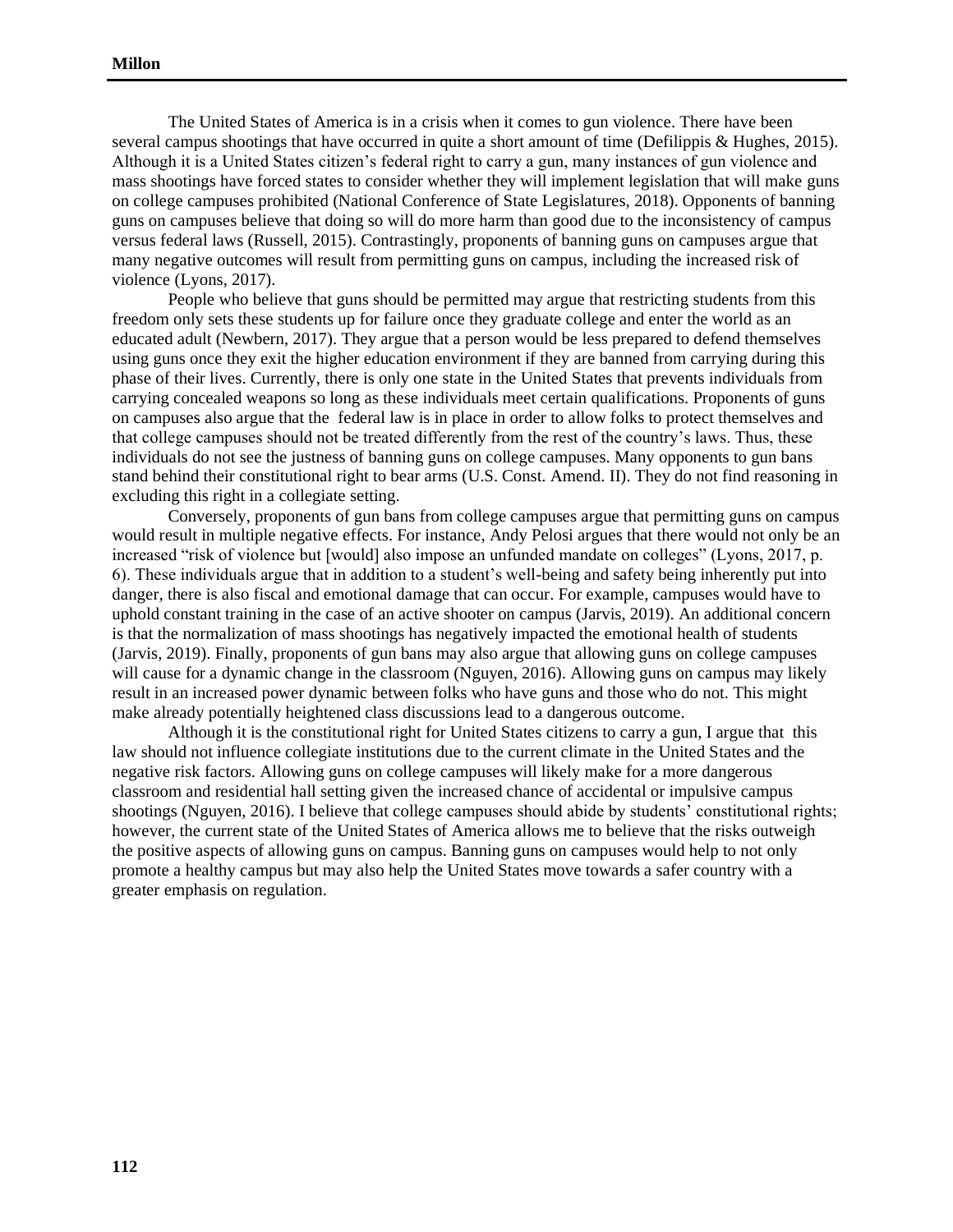The United States of America is in a crisis when it comes to gun violence. There have been several campus shootings that have occurred in quite a short amount of time (Defilippis & Hughes, 2015). Although it is a United States citizen's federal right to carry a gun, many instances of gun violence and mass shootings have forced states to consider whether they will implement legislation that will make guns on college campuses prohibited (National Conference of State Legislatures, 2018). Opponents of banning guns on campuses believe that doing so will do more harm than good due to the inconsistency of campus versus federal laws (Russell, 2015). Contrastingly, proponents of banning guns on campuses argue that many negative outcomes will result from permitting guns on campus, including the increased risk of violence (Lyons, 2017).

People who believe that guns should be permitted may argue that restricting students from this freedom only sets these students up for failure once they graduate college and enter the world as an educated adult (Newbern, 2017). They argue that a person would be less prepared to defend themselves using guns once they exit the higher education environment if they are banned from carrying during this phase of their lives. Currently, there is only one state in the United States that prevents individuals from carrying concealed weapons so long as these individuals meet certain qualifications. Proponents of guns on campuses also argue that the federal law is in place in order to allow folks to protect themselves and that college campuses should not be treated differently from the rest of the country's laws. Thus, these individuals do not see the justness of banning guns on college campuses. Many opponents to gun bans stand behind their constitutional right to bear arms (U.S. Const. Amend. II). They do not find reasoning in excluding this right in a collegiate setting.

Conversely, proponents of gun bans from college campuses argue that permitting guns on campus would result in multiple negative effects. For instance, Andy Pelosi argues that there would not only be an increased "risk of violence but [would] also impose an unfunded mandate on colleges" (Lyons, 2017, p. 6). These individuals argue that in addition to a student's well-being and safety being inherently put into danger, there is also fiscal and emotional damage that can occur. For example, campuses would have to uphold constant training in the case of an active shooter on campus (Jarvis, 2019). An additional concern is that the normalization of mass shootings has negatively impacted the emotional health of students (Jarvis, 2019). Finally, proponents of gun bans may also argue that allowing guns on college campuses will cause for a dynamic change in the classroom (Nguyen, 2016). Allowing guns on campus may likely result in an increased power dynamic between folks who have guns and those who do not. This might make already potentially heightened class discussions lead to a dangerous outcome.

Although it is the constitutional right for United States citizens to carry a gun, I argue that this law should not influence collegiate institutions due to the current climate in the United States and the negative risk factors. Allowing guns on college campuses will likely make for a more dangerous classroom and residential hall setting given the increased chance of accidental or impulsive campus shootings (Nguyen, 2016). I believe that college campuses should abide by students' constitutional rights; however, the current state of the United States of America allows me to believe that the risks outweigh the positive aspects of allowing guns on campus. Banning guns on campuses would help to not only promote a healthy campus but may also help the United States move towards a safer country with a greater emphasis on regulation.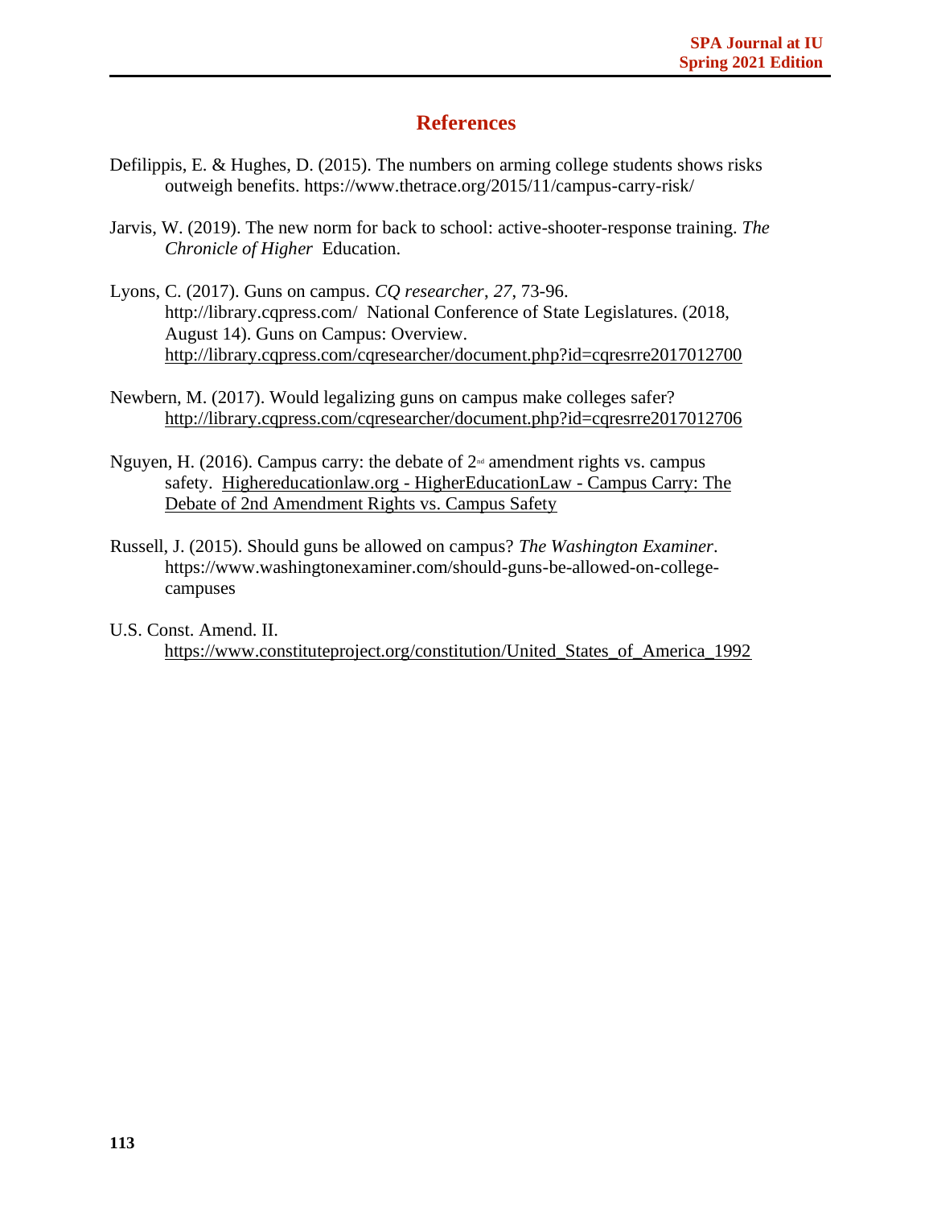## References

Defilippis, E. & Hughes, D. (2015). The numbers on arming college students shows risks outweigh benefits. https://www.thetrace.org/2015/11/campus-carry-risk/

Jarvis, W. (2019). The new norm for back to school: active-shooter-response training. *The Chronicle of Higher* Education.

Lyons, C. (2017). Guns on campus. *CQ researcher*, *27*, 73-96. http://library.cqpress.com/ National Conference of State Legislatures. (2018, August 14). Guns on Campus: Overview. http://library.cqpress.com/cqresearcher/document.php?id=cqresrre2017012700

Newbern, M. (2017). Would legalizing guns on campus make colleges safer? http://library.cqpress.com/cqresearcher/document.php?id=cqresrre2017012706

Nguyen, H. (2016). Campus carry: the debate of 2nd amendment rights vs. campus safety. Highereducationlaw.org - HigherEducationLaw - Campus Carry: The Debate of 2nd Amendment Rights vs. Campus Safety

Russell, J. (2015). Should guns be allowed on campus? *The Washington Examiner*. https://www.washingtonexaminer.com/should-guns-be-allowed-on-college-campuses

U.S. Const. Amend. II. https://www.constituteproject.org/constitution/United_States_of_America_1992